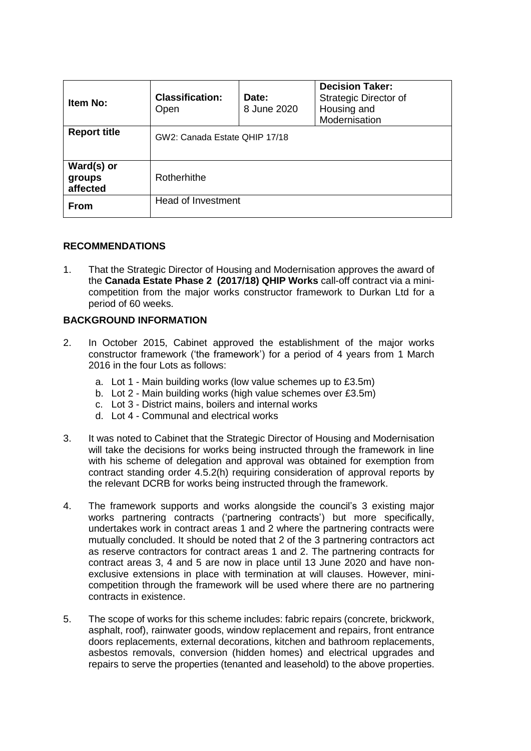| Item No: | Classification: Open | Date: 8 June 2020 | Decision Taker: Strategic Director of Housing and Modernisation |
|---|---|---|---|
| Report title | GW2: Canada Estate QHIP 17/18 | | |
| Ward(s) or groups affected | Rotherhithe | | |
| From | Head of Investment | | |

## RECOMMENDATIONS

1. That the Strategic Director of Housing and Modernisation approves the award of the **Canada Estate Phase 2 (2017/18) QHIP Works** call-off contract via a mini-competition from the major works constructor framework to Durkan Ltd for a period of 60 weeks.

## BACKGROUND INFORMATION

2. In October 2015, Cabinet approved the establishment of the major works constructor framework ('the framework') for a period of 4 years from 1 March 2016 in the four Lots as follows:
   a. Lot 1 - Main building works (low value schemes up to £3.5m)
   b. Lot 2 - Main building works (high value schemes over £3.5m)
   c. Lot 3 - District mains, boilers and internal works
   d. Lot 4 - Communal and electrical works

3. It was noted to Cabinet that the Strategic Director of Housing and Modernisation will take the decisions for works being instructed through the framework in line with his scheme of delegation and approval was obtained for exemption from contract standing order 4.5.2(h) requiring consideration of approval reports by the relevant DCRB for works being instructed through the framework.

4. The framework supports and works alongside the council's 3 existing major works partnering contracts ('partnering contracts') but more specifically, undertakes work in contract areas 1 and 2 where the partnering contracts were mutually concluded. It should be noted that 2 of the 3 partnering contractors act as reserve contractors for contract areas 1 and 2. The partnering contracts for contract areas 3, 4 and 5 are now in place until 13 June 2020 and have non-exclusive extensions in place with termination at will clauses. However, mini-competition through the framework will be used where there are no partnering contracts in existence.

5. The scope of works for this scheme includes: fabric repairs (concrete, brickwork, asphalt, roof), rainwater goods, window replacement and repairs, front entrance doors replacements, external decorations, kitchen and bathroom replacements, asbestos removals, conversion (hidden homes) and electrical upgrades and repairs to serve the properties (tenanted and leasehold) to the above properties.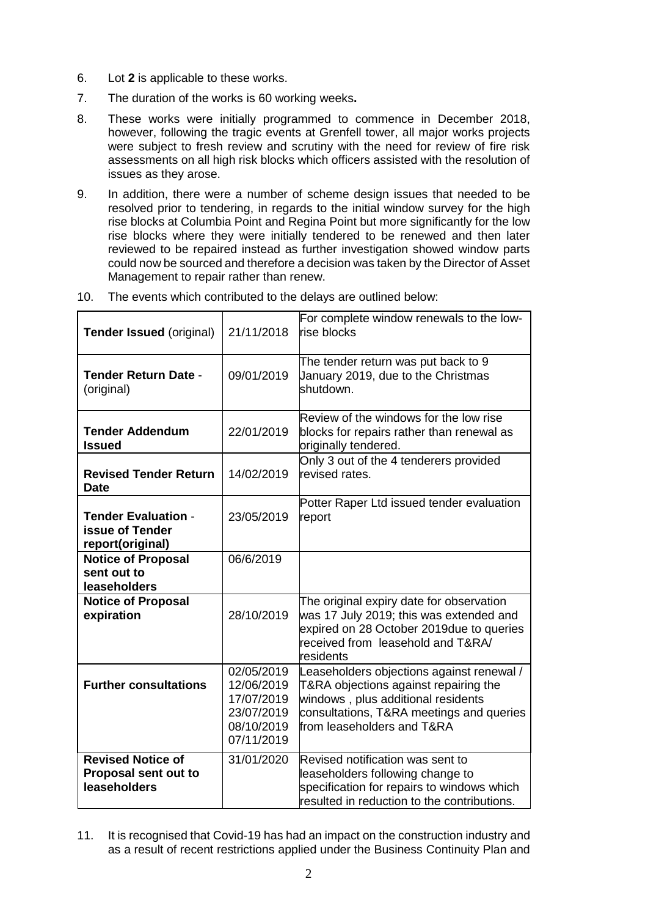6. Lot **2** is applicable to these works.
7. The duration of the works is 60 working weeks**.**
8. These works were initially programmed to commence in December 2018, however, following the tragic events at Grenfell tower, all major works projects were subject to fresh review and scrutiny with the need for review of fire risk assessments on all high risk blocks which officers assisted with the resolution of issues as they arose.
9. In addition, there were a number of scheme design issues that needed to be resolved prior to tendering, in regards to the initial window survey for the high rise blocks at Columbia Point and Regina Point but more significantly for the low rise blocks where they were initially tendered to be renewed and then later reviewed to be repaired instead as further investigation showed window parts could now be sourced and therefore a decision was taken by the Director of Asset Management to repair rather than renew.
10. The events which contributed to the delays are outlined below:

| | | |
|---|---|---|
| **Tender Issued** (original) | 21/11/2018 | For complete window renewals to the low-rise blocks |
| **Tender Return Date** - (original) | 09/01/2019 | The tender return was put back to 9 January 2019, due to the Christmas shutdown. |
| **Tender Addendum Issued** | 22/01/2019 | Review of the windows for the low rise blocks for repairs rather than renewal as originally tendered. |
| **Revised Tender Return Date** | 14/02/2019 | Only 3 out of the 4 tenderers provided revised rates. |
| **Tender Evaluation** - **issue of Tender report(original)** | 23/05/2019 | Potter Raper Ltd issued tender evaluation report |
| **Notice of Proposal sent out to leaseholders** | 06/6/2019 | |
| **Notice of Proposal expiration** | 28/10/2019 | The original expiry date for observation was 17 July 2019; this was extended and expired on 28 October 2019due to queries received from leasehold and T&RA/ residents |
| **Further consultations** | 02/05/2019<br>12/06/2019<br>17/07/2019<br>23/07/2019<br>08/10/2019<br>07/11/2019 | Leaseholders objections against renewal / T&RA objections against repairing the windows , plus additional residents consultations, T&RA meetings and queries from leaseholders and T&RA |
| **Revised Notice of Proposal sent out to leaseholders** | 31/01/2020 | Revised notification was sent to leaseholders following change to specification for repairs to windows which resulted in reduction to the contributions. |

11. It is recognised that Covid-19 has had an impact on the construction industry and as a result of recent restrictions applied under the Business Continuity Plan and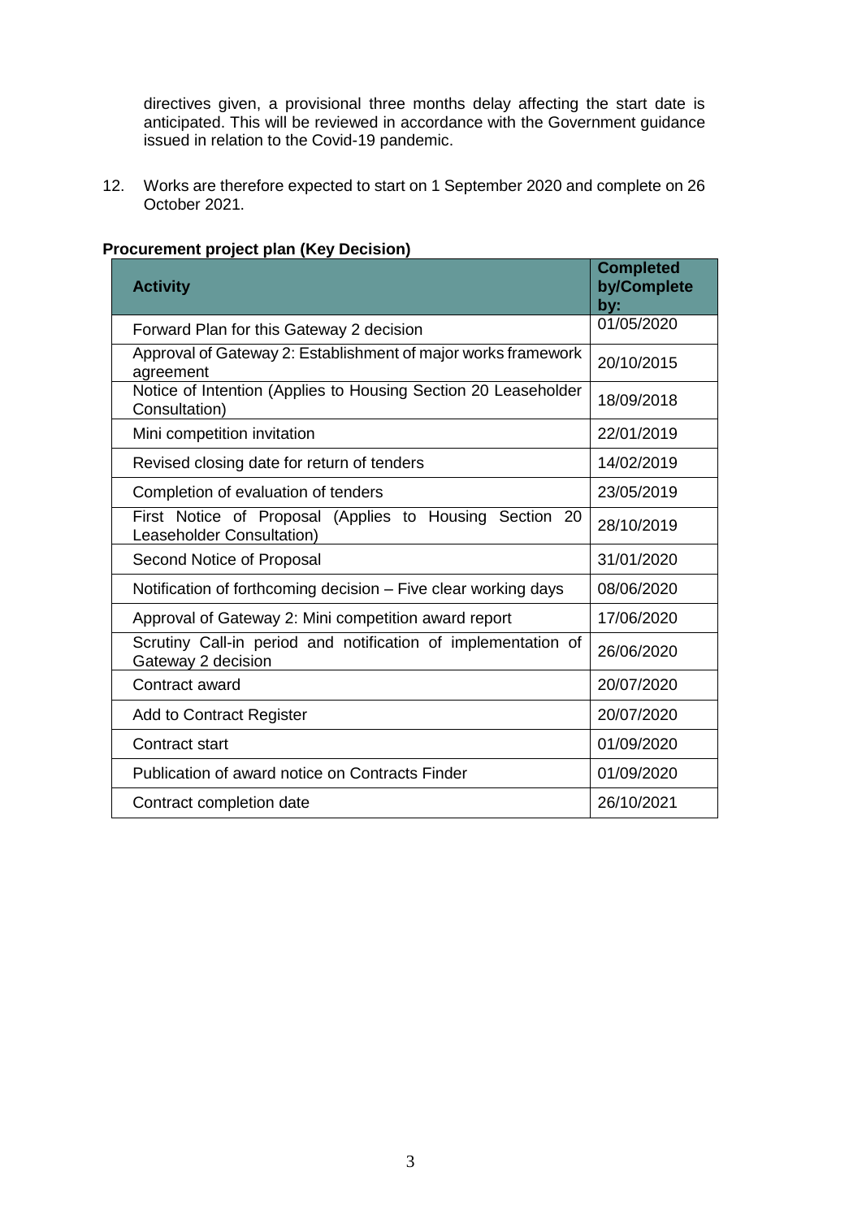directives given, a provisional three months delay affecting the start date is anticipated. This will be reviewed in accordance with the Government guidance issued in relation to the Covid-19 pandemic.

12. Works are therefore expected to start on 1 September 2020 and complete on 26 October 2021.

**Procurement project plan (Key Decision)**

| Activity | Completed by/Complete by: |
|---|---|
| Forward Plan for this Gateway 2 decision | 01/05/2020 |
| Approval of Gateway 2: Establishment of major works framework agreement | 20/10/2015 |
| Notice of Intention (Applies to Housing Section 20 Leaseholder Consultation) | 18/09/2018 |
| Mini competition invitation | 22/01/2019 |
| Revised closing date for return of tenders | 14/02/2019 |
| Completion of evaluation of tenders | 23/05/2019 |
| First Notice of Proposal (Applies to Housing Section 20 Leaseholder Consultation) | 28/10/2019 |
| Second Notice of Proposal | 31/01/2020 |
| Notification of forthcoming decision – Five clear working days | 08/06/2020 |
| Approval of Gateway 2: Mini competition award report | 17/06/2020 |
| Scrutiny Call-in period and notification of implementation of Gateway 2 decision | 26/06/2020 |
| Contract award | 20/07/2020 |
| Add to Contract Register | 20/07/2020 |
| Contract start | 01/09/2020 |
| Publication of award notice on Contracts Finder | 01/09/2020 |
| Contract completion date | 26/10/2021 |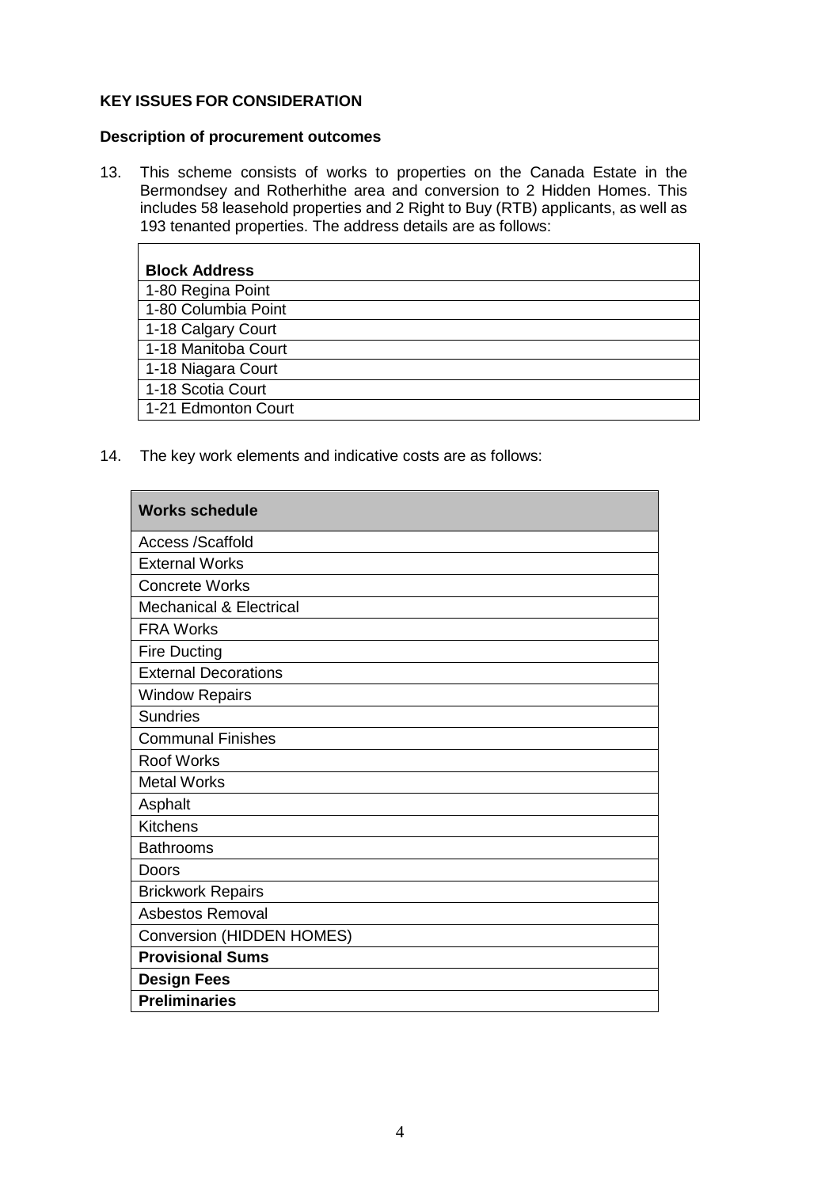**KEY ISSUES FOR CONSIDERATION**

**Description of procurement outcomes**

13. This scheme consists of works to properties on the Canada Estate in the Bermondsey and Rotherhithe area and conversion to 2 Hidden Homes. This includes 58 leasehold properties and 2 Right to Buy (RTB) applicants, as well as 193 tenanted properties. The address details are as follows:

| **Block Address** |
|---|
| 1-80 Regina Point |
| 1-80 Columbia Point |
| 1-18 Calgary Court |
| 1-18 Manitoba Court |
| 1-18 Niagara Court |
| 1-18 Scotia Court |
| 1-21 Edmonton Court |

14. The key work elements and indicative costs are as follows:

| **Works schedule** |
|---|
| Access /Scaffold |
| External Works |
| Concrete Works |
| Mechanical & Electrical |
| FRA Works |
| Fire Ducting |
| External Decorations |
| Window Repairs |
| Sundries |
| Communal Finishes |
| Roof Works |
| Metal Works |
| Asphalt |
| Kitchens |
| Bathrooms |
| Doors |
| Brickwork Repairs |
| Asbestos Removal |
| Conversion (HIDDEN HOMES) |
| **Provisional Sums** |
| **Design Fees** |
| **Preliminaries** |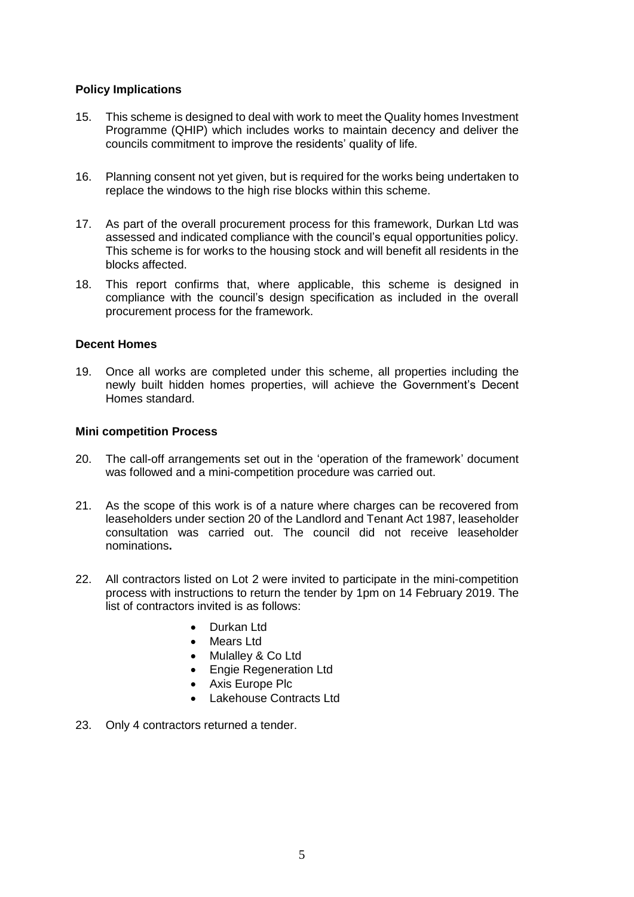**Policy Implications**

15. This scheme is designed to deal with work to meet the Quality homes Investment Programme (QHIP) which includes works to maintain decency and deliver the councils commitment to improve the residents' quality of life.

16. Planning consent not yet given, but is required for the works being undertaken to replace the windows to the high rise blocks within this scheme.

17. As part of the overall procurement process for this framework, Durkan Ltd was assessed and indicated compliance with the council's equal opportunities policy. This scheme is for works to the housing stock and will benefit all residents in the blocks affected.

18. This report confirms that, where applicable, this scheme is designed in compliance with the council's design specification as included in the overall procurement process for the framework.

**Decent Homes**

19. Once all works are completed under this scheme, all properties including the newly built hidden homes properties, will achieve the Government's Decent Homes standard.

**Mini competition Process**

20. The call-off arrangements set out in the 'operation of the framework' document was followed and a mini-competition procedure was carried out.

21. As the scope of this work is of a nature where charges can be recovered from leaseholders under section 20 of the Landlord and Tenant Act 1987, leaseholder consultation was carried out. The council did not receive leaseholder nominations**.**

22. All contractors listed on Lot 2 were invited to participate in the mini-competition process with instructions to return the tender by 1pm on 14 February 2019. The list of contractors invited is as follows:

    - Durkan Ltd
    - Mears Ltd
    - Mulalley & Co Ltd
    - Engie Regeneration Ltd
    - Axis Europe Plc
    - Lakehouse Contracts Ltd

23. Only 4 contractors returned a tender.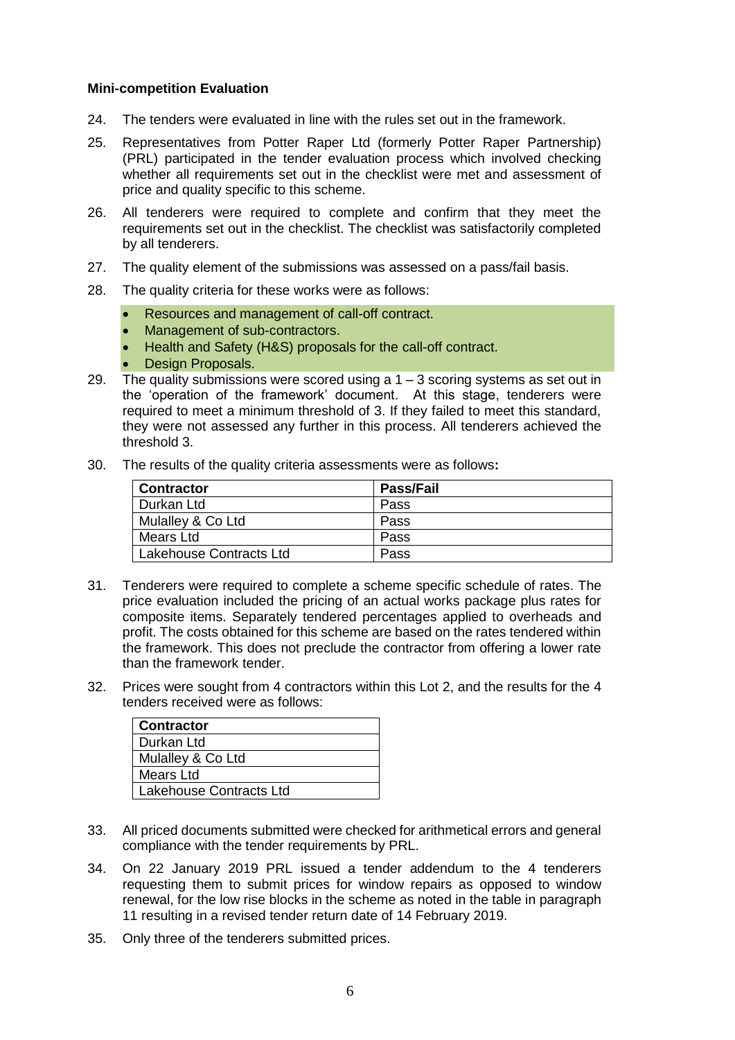**Mini-competition Evaluation**

24. The tenders were evaluated in line with the rules set out in the framework.

25. Representatives from Potter Raper Ltd (formerly Potter Raper Partnership) (PRL) participated in the tender evaluation process which involved checking whether all requirements set out in the checklist were met and assessment of price and quality specific to this scheme.

26. All tenderers were required to complete and confirm that they meet the requirements set out in the checklist. The checklist was satisfactorily completed by all tenderers.

27. The quality element of the submissions was assessed on a pass/fail basis.

28. The quality criteria for these works were as follows:

- Resources and management of call-off contract.
- Management of sub-contractors.
- Health and Safety (H&S) proposals for the call-off contract.
- Design Proposals.

29. The quality submissions were scored using a 1 – 3 scoring systems as set out in the 'operation of the framework' document. At this stage, tenderers were required to meet a minimum threshold of 3. If they failed to meet this standard, they were not assessed any further in this process. All tenderers achieved the threshold 3.

30. The results of the quality criteria assessments were as follows**:**

| Contractor | Pass/Fail |
|---|---|
| Durkan Ltd | Pass |
| Mulalley & Co Ltd | Pass |
| Mears Ltd | Pass |
| Lakehouse Contracts Ltd | Pass |

31. Tenderers were required to complete a scheme specific schedule of rates. The price evaluation included the pricing of an actual works package plus rates for composite items. Separately tendered percentages applied to overheads and profit. The costs obtained for this scheme are based on the rates tendered within the framework. This does not preclude the contractor from offering a lower rate than the framework tender.

32. Prices were sought from 4 contractors within this Lot 2, and the results for the 4 tenders received were as follows:

| Contractor |
|---|
| Durkan Ltd |
| Mulalley & Co Ltd |
| Mears Ltd |
| Lakehouse Contracts Ltd |

33. All priced documents submitted were checked for arithmetical errors and general compliance with the tender requirements by PRL.

34. On 22 January 2019 PRL issued a tender addendum to the 4 tenderers requesting them to submit prices for window repairs as opposed to window renewal, for the low rise blocks in the scheme as noted in the table in paragraph 11 resulting in a revised tender return date of 14 February 2019.

35. Only three of the tenderers submitted prices.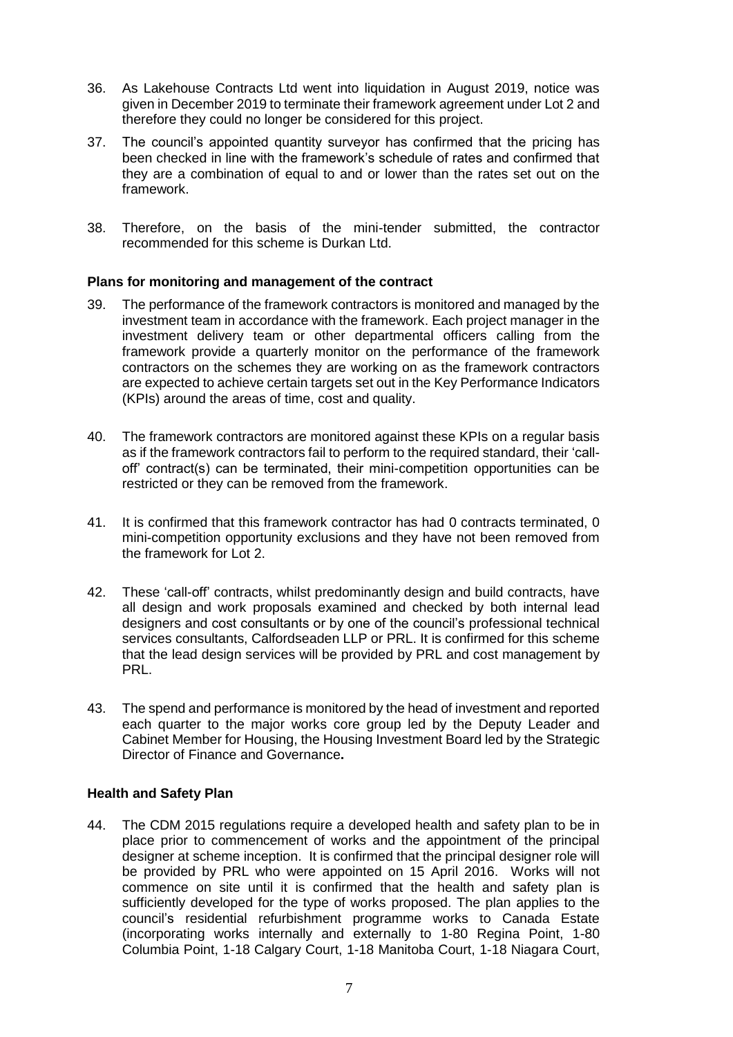36. As Lakehouse Contracts Ltd went into liquidation in August 2019, notice was given in December 2019 to terminate their framework agreement under Lot 2 and therefore they could no longer be considered for this project.

37. The council's appointed quantity surveyor has confirmed that the pricing has been checked in line with the framework's schedule of rates and confirmed that they are a combination of equal to and or lower than the rates set out on the framework.

38. Therefore, on the basis of the mini-tender submitted, the contractor recommended for this scheme is Durkan Ltd.

**Plans for monitoring and management of the contract**

39. The performance of the framework contractors is monitored and managed by the investment team in accordance with the framework. Each project manager in the investment delivery team or other departmental officers calling from the framework provide a quarterly monitor on the performance of the framework contractors on the schemes they are working on as the framework contractors are expected to achieve certain targets set out in the Key Performance Indicators (KPIs) around the areas of time, cost and quality.

40. The framework contractors are monitored against these KPIs on a regular basis as if the framework contractors fail to perform to the required standard, their 'call-off' contract(s) can be terminated, their mini-competition opportunities can be restricted or they can be removed from the framework.

41. It is confirmed that this framework contractor has had 0 contracts terminated, 0 mini-competition opportunity exclusions and they have not been removed from the framework for Lot 2.

42. These 'call-off' contracts, whilst predominantly design and build contracts, have all design and work proposals examined and checked by both internal lead designers and cost consultants or by one of the council's professional technical services consultants, Calfordseaden LLP or PRL. It is confirmed for this scheme that the lead design services will be provided by PRL and cost management by PRL.

43. The spend and performance is monitored by the head of investment and reported each quarter to the major works core group led by the Deputy Leader and Cabinet Member for Housing, the Housing Investment Board led by the Strategic Director of Finance and Governance**.**

**Health and Safety Plan**

44. The CDM 2015 regulations require a developed health and safety plan to be in place prior to commencement of works and the appointment of the principal designer at scheme inception. It is confirmed that the principal designer role will be provided by PRL who were appointed on 15 April 2016. Works will not commence on site until it is confirmed that the health and safety plan is sufficiently developed for the type of works proposed. The plan applies to the council's residential refurbishment programme works to Canada Estate (incorporating works internally and externally to 1-80 Regina Point, 1-80 Columbia Point, 1-18 Calgary Court, 1-18 Manitoba Court, 1-18 Niagara Court,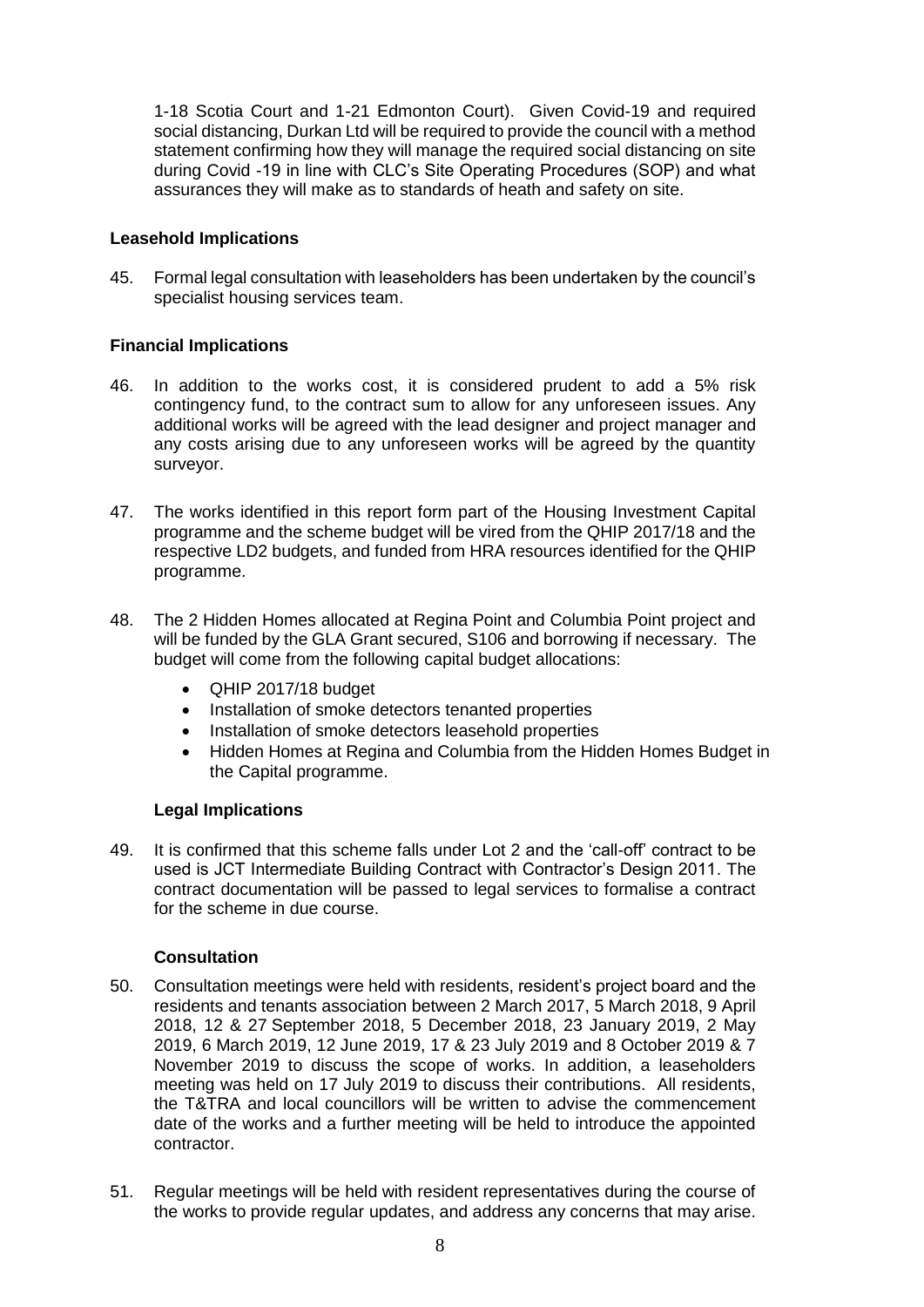1-18 Scotia Court and 1-21 Edmonton Court). Given Covid-19 and required social distancing, Durkan Ltd will be required to provide the council with a method statement confirming how they will manage the required social distancing on site during Covid -19 in line with CLC's Site Operating Procedures (SOP) and what assurances they will make as to standards of heath and safety on site.

**Leasehold Implications**

45. Formal legal consultation with leaseholders has been undertaken by the council's specialist housing services team.

**Financial Implications**

46. In addition to the works cost, it is considered prudent to add a 5% risk contingency fund, to the contract sum to allow for any unforeseen issues. Any additional works will be agreed with the lead designer and project manager and any costs arising due to any unforeseen works will be agreed by the quantity surveyor.

47. The works identified in this report form part of the Housing Investment Capital programme and the scheme budget will be vired from the QHIP 2017/18 and the respective LD2 budgets, and funded from HRA resources identified for the QHIP programme.

48. The 2 Hidden Homes allocated at Regina Point and Columbia Point project and will be funded by the GLA Grant secured, S106 and borrowing if necessary. The budget will come from the following capital budget allocations:

    - QHIP 2017/18 budget
    - Installation of smoke detectors tenanted properties
    - Installation of smoke detectors leasehold properties
    - Hidden Homes at Regina and Columbia from the Hidden Homes Budget in the Capital programme.

**Legal Implications**

49. It is confirmed that this scheme falls under Lot 2 and the 'call-off' contract to be used is JCT Intermediate Building Contract with Contractor's Design 2011. The contract documentation will be passed to legal services to formalise a contract for the scheme in due course.

**Consultation**

50. Consultation meetings were held with residents, resident's project board and the residents and tenants association between 2 March 2017, 5 March 2018, 9 April 2018, 12 & 27 September 2018, 5 December 2018, 23 January 2019, 2 May 2019, 6 March 2019, 12 June 2019, 17 & 23 July 2019 and 8 October 2019 & 7 November 2019 to discuss the scope of works. In addition, a leaseholders meeting was held on 17 July 2019 to discuss their contributions. All residents, the T&TRA and local councillors will be written to advise the commencement date of the works and a further meeting will be held to introduce the appointed contractor.

51. Regular meetings will be held with resident representatives during the course of the works to provide regular updates, and address any concerns that may arise.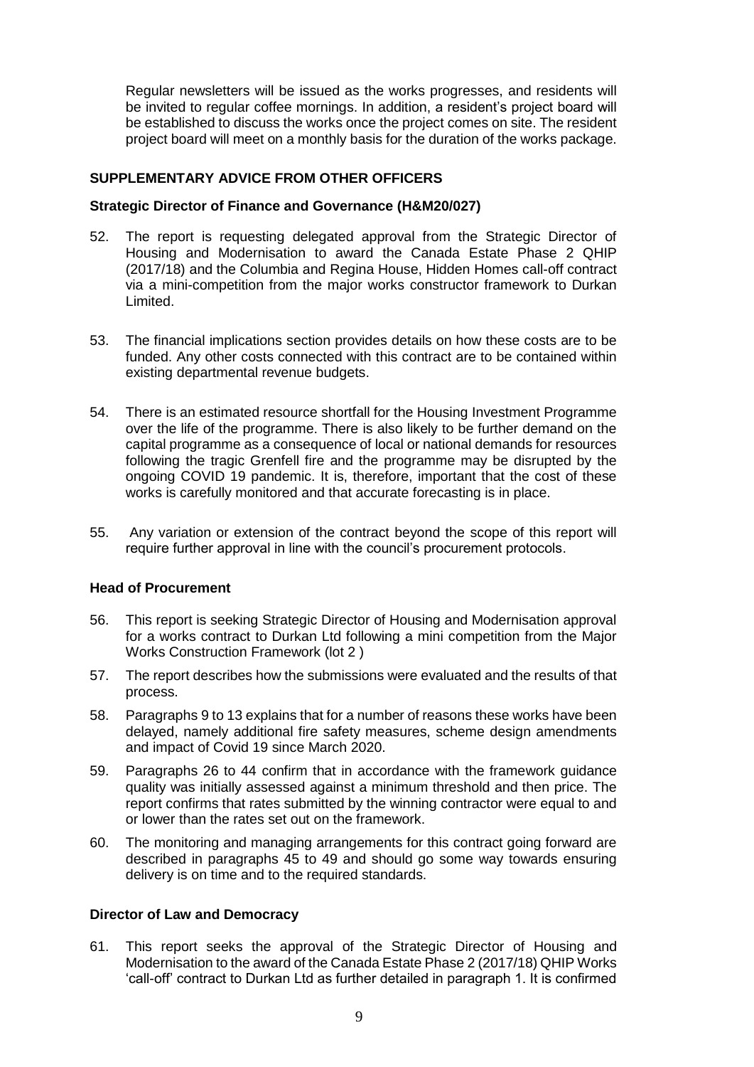Regular newsletters will be issued as the works progresses, and residents will be invited to regular coffee mornings. In addition, a resident's project board will be established to discuss the works once the project comes on site. The resident project board will meet on a monthly basis for the duration of the works package.

## SUPPLEMENTARY ADVICE FROM OTHER OFFICERS

### Strategic Director of Finance and Governance (H&M20/027)

52. The report is requesting delegated approval from the Strategic Director of Housing and Modernisation to award the Canada Estate Phase 2 QHIP (2017/18) and the Columbia and Regina House, Hidden Homes call-off contract via a mini-competition from the major works constructor framework to Durkan Limited.

53. The financial implications section provides details on how these costs are to be funded. Any other costs connected with this contract are to be contained within existing departmental revenue budgets.

54. There is an estimated resource shortfall for the Housing Investment Programme over the life of the programme. There is also likely to be further demand on the capital programme as a consequence of local or national demands for resources following the tragic Grenfell fire and the programme may be disrupted by the ongoing COVID 19 pandemic. It is, therefore, important that the cost of these works is carefully monitored and that accurate forecasting is in place.

55. Any variation or extension of the contract beyond the scope of this report will require further approval in line with the council's procurement protocols.

### Head of Procurement

56. This report is seeking Strategic Director of Housing and Modernisation approval for a works contract to Durkan Ltd following a mini competition from the Major Works Construction Framework (lot 2 )

57. The report describes how the submissions were evaluated and the results of that process.

58. Paragraphs 9 to 13 explains that for a number of reasons these works have been delayed, namely additional fire safety measures, scheme design amendments and impact of Covid 19 since March 2020.

59. Paragraphs 26 to 44 confirm that in accordance with the framework guidance quality was initially assessed against a minimum threshold and then price. The report confirms that rates submitted by the winning contractor were equal to and or lower than the rates set out on the framework.

60. The monitoring and managing arrangements for this contract going forward are described in paragraphs 45 to 49 and should go some way towards ensuring delivery is on time and to the required standards.

### Director of Law and Democracy

61. This report seeks the approval of the Strategic Director of Housing and Modernisation to the award of the Canada Estate Phase 2 (2017/18) QHIP Works 'call-off' contract to Durkan Ltd as further detailed in paragraph 1. It is confirmed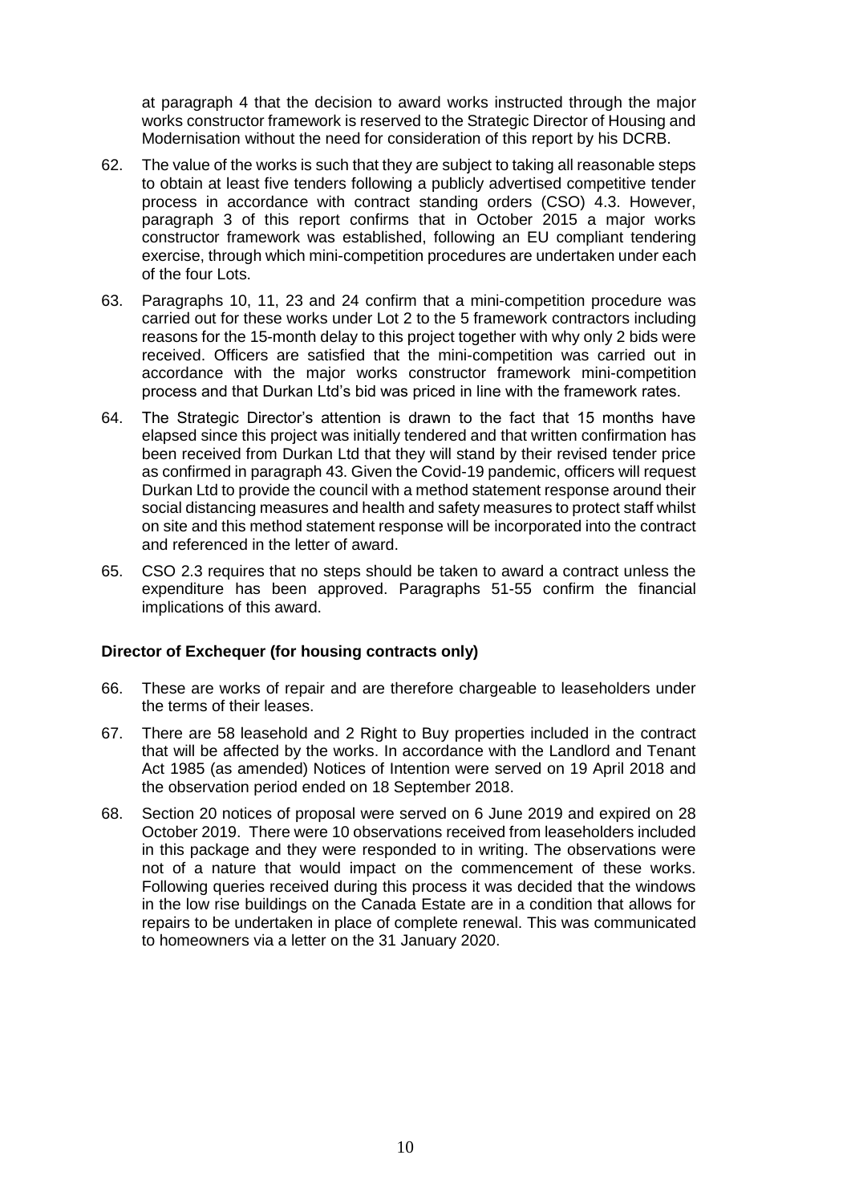at paragraph 4 that the decision to award works instructed through the major works constructor framework is reserved to the Strategic Director of Housing and Modernisation without the need for consideration of this report by his DCRB.

62. The value of the works is such that they are subject to taking all reasonable steps to obtain at least five tenders following a publicly advertised competitive tender process in accordance with contract standing orders (CSO) 4.3. However, paragraph 3 of this report confirms that in October 2015 a major works constructor framework was established, following an EU compliant tendering exercise, through which mini-competition procedures are undertaken under each of the four Lots.

63. Paragraphs 10, 11, 23 and 24 confirm that a mini-competition procedure was carried out for these works under Lot 2 to the 5 framework contractors including reasons for the 15-month delay to this project together with why only 2 bids were received. Officers are satisfied that the mini-competition was carried out in accordance with the major works constructor framework mini-competition process and that Durkan Ltd's bid was priced in line with the framework rates.

64. The Strategic Director's attention is drawn to the fact that 15 months have elapsed since this project was initially tendered and that written confirmation has been received from Durkan Ltd that they will stand by their revised tender price as confirmed in paragraph 43. Given the Covid-19 pandemic, officers will request Durkan Ltd to provide the council with a method statement response around their social distancing measures and health and safety measures to protect staff whilst on site and this method statement response will be incorporated into the contract and referenced in the letter of award.

65. CSO 2.3 requires that no steps should be taken to award a contract unless the expenditure has been approved. Paragraphs 51-55 confirm the financial implications of this award.

**Director of Exchequer (for housing contracts only)**

66. These are works of repair and are therefore chargeable to leaseholders under the terms of their leases.

67. There are 58 leasehold and 2 Right to Buy properties included in the contract that will be affected by the works. In accordance with the Landlord and Tenant Act 1985 (as amended) Notices of Intention were served on 19 April 2018 and the observation period ended on 18 September 2018.

68. Section 20 notices of proposal were served on 6 June 2019 and expired on 28 October 2019. There were 10 observations received from leaseholders included in this package and they were responded to in writing. The observations were not of a nature that would impact on the commencement of these works. Following queries received during this process it was decided that the windows in the low rise buildings on the Canada Estate are in a condition that allows for repairs to be undertaken in place of complete renewal. This was communicated to homeowners via a letter on the 31 January 2020.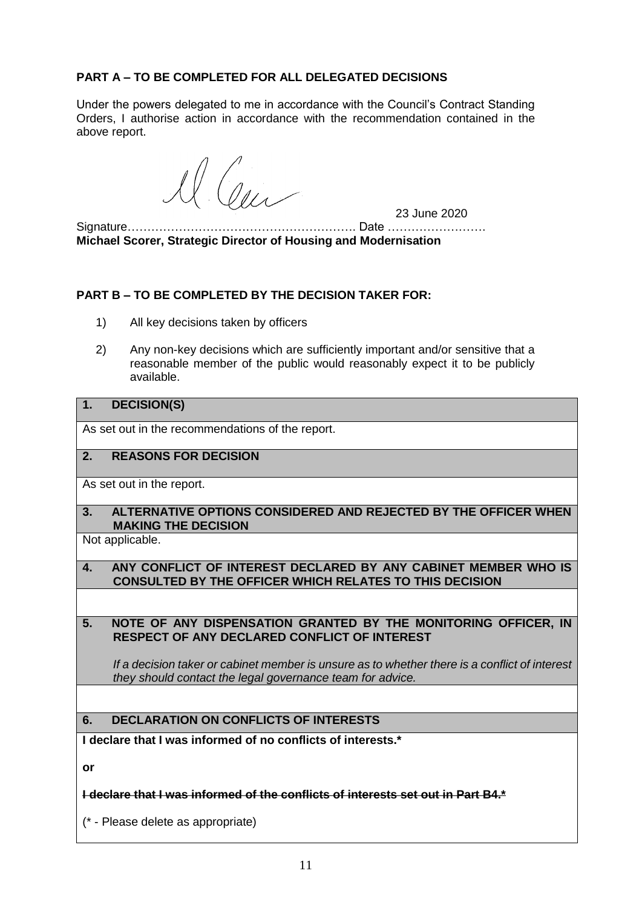**PART A – TO BE COMPLETED FOR ALL DELEGATED DECISIONS**

Under the powers delegated to me in accordance with the Council's Contract Standing Orders, I authorise action in accordance with the recommendation contained in the above report.

Signature………………………………………………… Date ……………………. 23 June 2020

**Michael Scorer, Strategic Director of Housing and Modernisation**

**PART B – TO BE COMPLETED BY THE DECISION TAKER FOR:**

1) All key decisions taken by officers

2) Any non-key decisions which are sufficiently important and/or sensitive that a reasonable member of the public would reasonably expect it to be publicly available.

| **1. DECISION(S)** |
|---|
| As set out in the recommendations of the report. |
| **2. REASONS FOR DECISION** |
| As set out in the report. |
| **3. ALTERNATIVE OPTIONS CONSIDERED AND REJECTED BY THE OFFICER WHEN MAKING THE DECISION** |
| Not applicable. |
| **4. ANY CONFLICT OF INTEREST DECLARED BY ANY CABINET MEMBER WHO IS CONSULTED BY THE OFFICER WHICH RELATES TO THIS DECISION** |
| |
| **5. NOTE OF ANY DISPENSATION GRANTED BY THE MONITORING OFFICER, IN RESPECT OF ANY DECLARED CONFLICT OF INTEREST** <br><br> *If a decision taker or cabinet member is unsure as to whether there is a conflict of interest they should contact the legal governance team for advice.* |
| |
| **6. DECLARATION ON CONFLICTS OF INTERESTS** |
| **I declare that I was informed of no conflicts of interests.*** <br><br> **or** <br><br> ~~**I declare that I was informed of the conflicts of interests set out in Part B4.***~~ <br><br> (* - Please delete as appropriate) |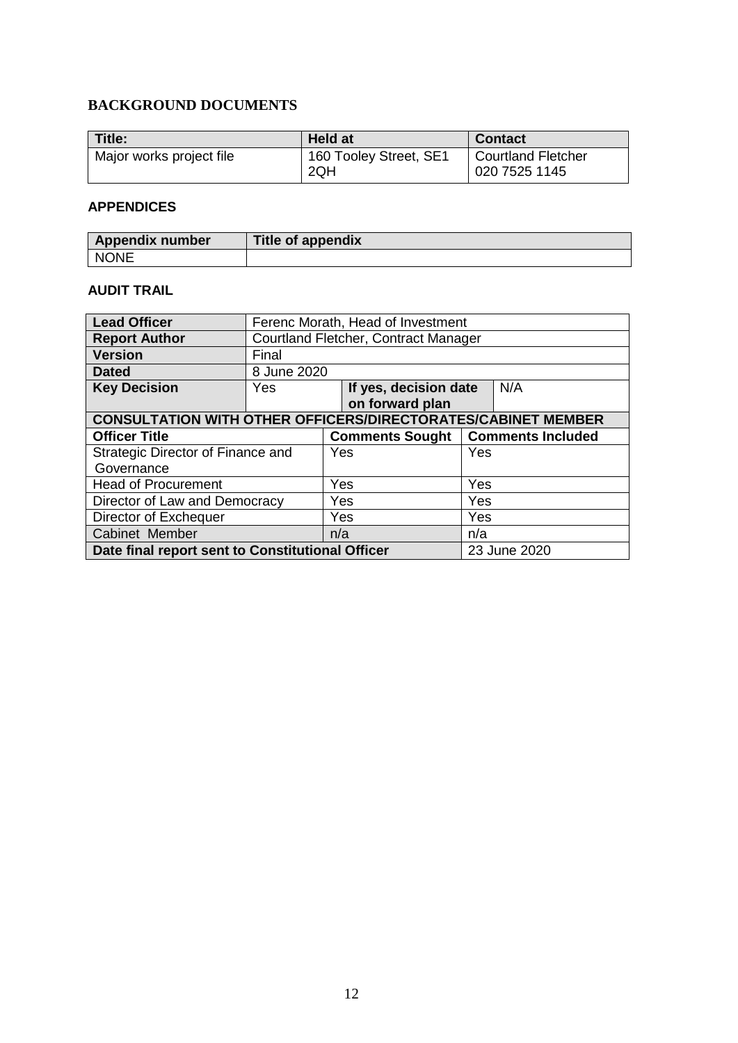## BACKGROUND DOCUMENTS

| Title: | Held at | Contact |
|---|---|---|
| Major works project file | 160 Tooley Street, SE1 2QH | Courtland Fletcher 020 7525 1145 |

## APPENDICES

| Appendix number | Title of appendix |
|---|---|
| NONE | |

## AUDIT TRAIL

| Lead Officer | Ferenc Morath, Head of Investment | | |
|---|---|---|---|
| **Report Author** | Courtland Fletcher, Contract Manager | | |
| **Version** | Final | | |
| **Dated** | 8 June 2020 | | |
| **Key Decision** | Yes | **If yes, decision date on forward plan** | N/A |
| **CONSULTATION WITH OTHER OFFICERS/DIRECTORATES/CABINET MEMBER** | | | |
| **Officer Title** | | **Comments Sought** | **Comments Included** |
| Strategic Director of Finance and Governance | | Yes | Yes |
| Head of Procurement | | Yes | Yes |
| Director of Law and Democracy | | Yes | Yes |
| Director of Exchequer | | Yes | Yes |
| Cabinet Member | | n/a | n/a |
| **Date final report sent to Constitutional Officer** | | | 23 June 2020 |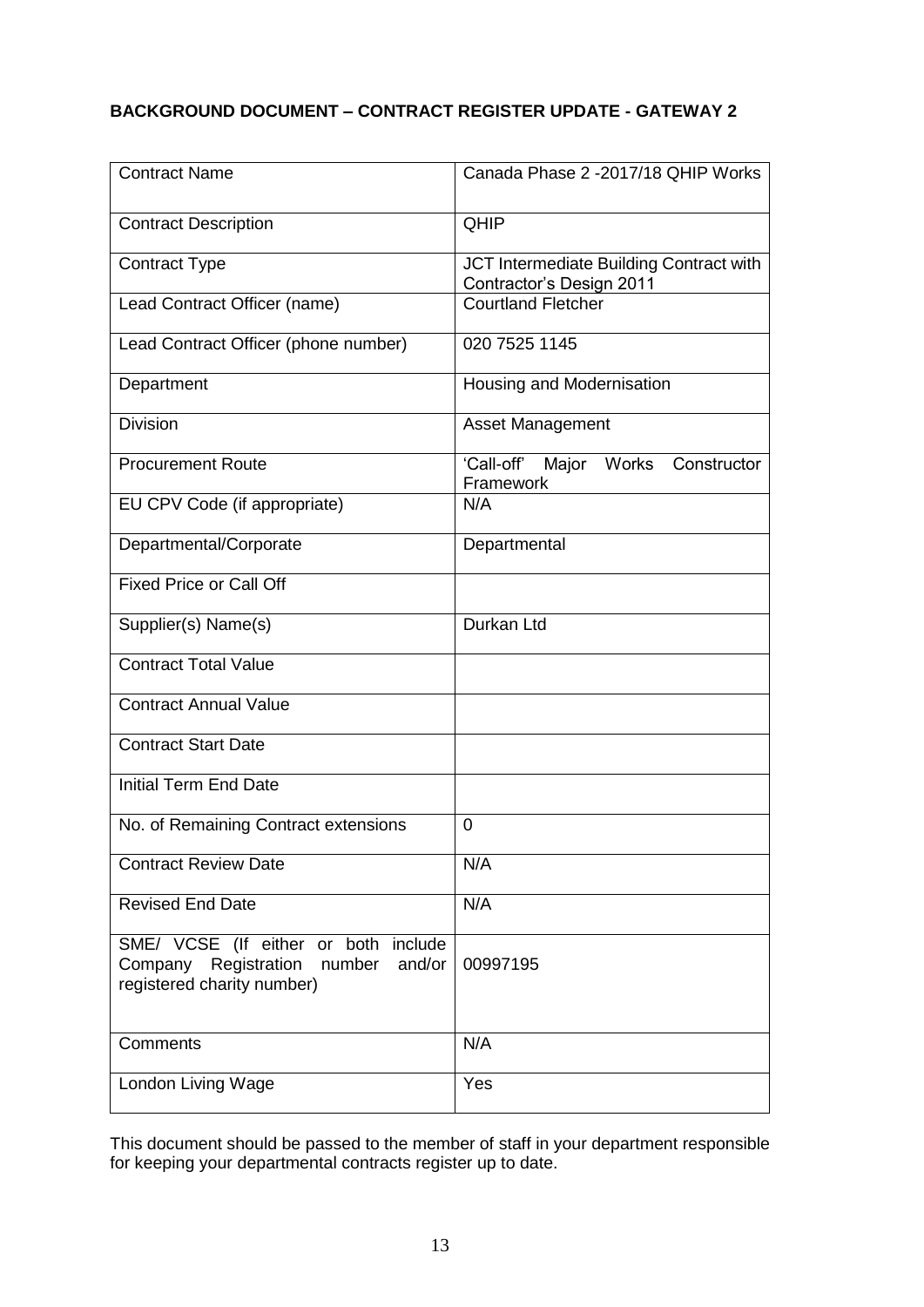**BACKGROUND DOCUMENT – CONTRACT REGISTER UPDATE - GATEWAY 2**

| | |
|---|---|
| Contract Name | Canada Phase 2 -2017/18 QHIP Works |
| Contract Description | QHIP |
| Contract Type | JCT Intermediate Building Contract with Contractor's Design 2011 |
| Lead Contract Officer (name) | Courtland Fletcher |
| Lead Contract Officer (phone number) | 020 7525 1145 |
| Department | Housing and Modernisation |
| Division | Asset Management |
| Procurement Route | 'Call-off' Major Works Constructor Framework |
| EU CPV Code (if appropriate) | N/A |
| Departmental/Corporate | Departmental |
| Fixed Price or Call Off | |
| Supplier(s) Name(s) | Durkan Ltd |
| Contract Total Value | |
| Contract Annual Value | |
| Contract Start Date | |
| Initial Term End Date | |
| No. of Remaining Contract extensions | 0 |
| Contract Review Date | N/A |
| Revised End Date | N/A |
| SME/ VCSE (If either or both include Company Registration number and/or registered charity number) | 00997195 |
| Comments | N/A |
| London Living Wage | Yes |

This document should be passed to the member of staff in your department responsible for keeping your departmental contracts register up to date.